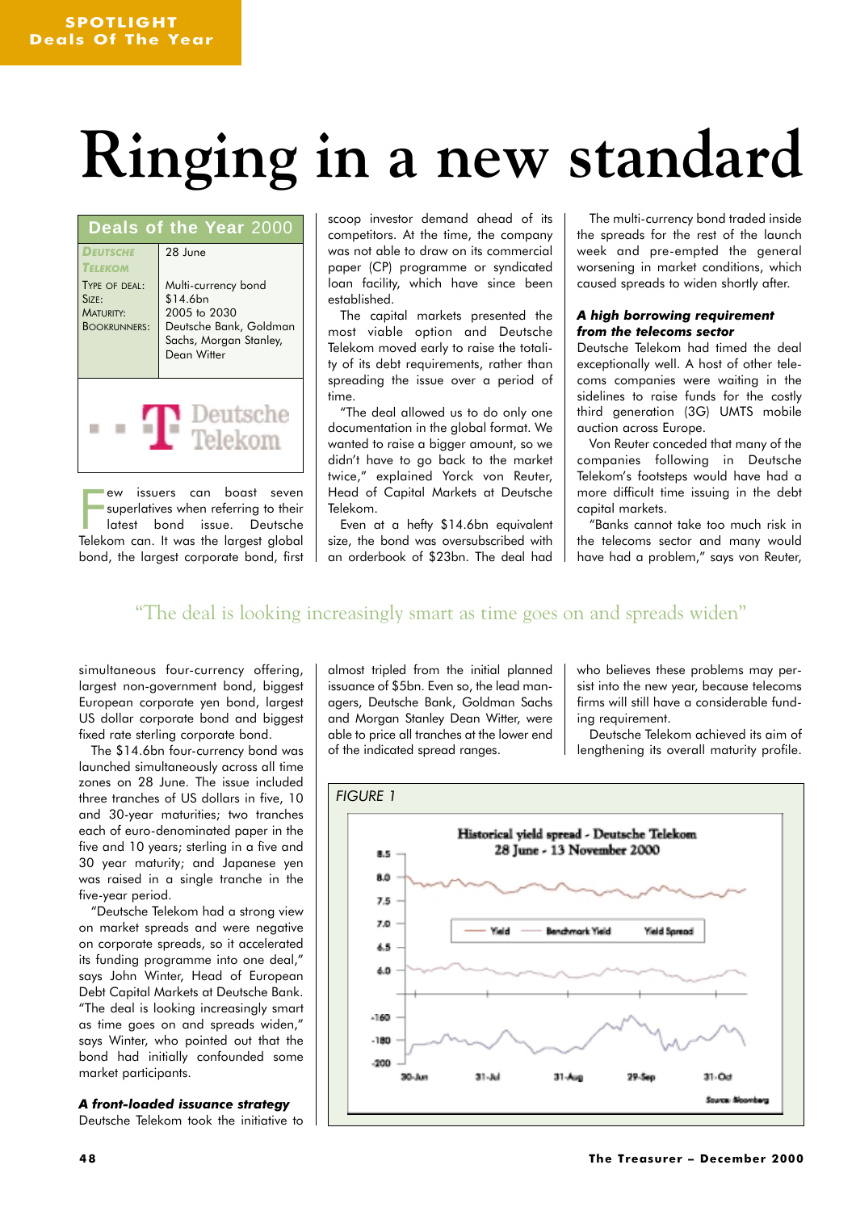# Ringing in a new standard

## Deals of the Year 2000

| DEUTSCHE TELEKOM | 28 June |
|---|---|
| TYPE OF DEAL: | Multi-currency bond |
| SIZE: | $14.6bn |
| MATURITY: | 2005 to 2030 |
| BOOKRUNNERS: | Deutsche Bank, Goldman Sachs, Morgan Stanley, Dean Witter |

Few issuers can boast seven superlatives when referring to their latest bond issue. Deutsche Telekom can. It was the largest global bond, the largest corporate bond, first simultaneous four-currency offering, largest non-government bond, biggest European corporate yen bond, largest US dollar corporate bond and biggest fixed rate sterling corporate bond.

The $14.6bn four-currency bond was launched simultaneously across all time zones on 28 June. The issue included three tranches of US dollars in five, 10 and 30-year maturities; two tranches each of euro-denominated paper in the five and 10 years; sterling in a five and 30 year maturity; and Japanese yen was raised in a single tranche in the five-year period.

"Deutsche Telekom had a strong view on market spreads and were negative on corporate spreads, so it accelerated its funding programme into one deal," says John Winter, Head of European Debt Capital Markets at Deutsche Bank. "The deal is looking increasingly smart as time goes on and spreads widen," says Winter, who pointed out that the bond had initially confounded some market participants.

### *A front-loaded issuance strategy*

Deutsche Telekom took the initiative to scoop investor demand ahead of its competitors. At the time, the company was not able to draw on its commercial paper (CP) programme or syndicated loan facility, which have since been established.

The capital markets presented the most viable option and Deutsche Telekom moved early to raise the totality of its debt requirements, rather than spreading the issue over a period of time.

"The deal allowed us to do only one documentation in the global format. We wanted to raise a bigger amount, so we didn't have to go back to the market twice," explained Yorck von Reuter, Head of Capital Markets at Deutsche Telekom.

Even at a hefty $14.6bn equivalent size, the bond was oversubscribed with an orderbook of $23bn. The deal had almost tripled from the initial planned issuance of $5bn. Even so, the lead managers, Deutsche Bank, Goldman Sachs and Morgan Stanley Dean Witter, were able to price all tranches at the lower end of the indicated spread ranges.

The multi-currency bond traded inside the spreads for the rest of the launch week and pre-empted the general worsening in market conditions, which caused spreads to widen shortly after.

> "The deal is looking increasingly smart as time goes on and spreads widen"

### *A high borrowing requirement from the telecoms sector*

Deutsche Telekom had timed the deal exceptionally well. A host of other telecoms companies were waiting in the sidelines to raise funds for the costly third generation (3G) UMTS mobile auction across Europe.

Von Reuter conceded that many of the companies following in Deutsche Telekom's footsteps would have had a more difficult time issuing in the debt capital markets.

"Banks cannot take too much risk in the telecoms sector and many would have had a problem," says von Reuter, who believes these problems may persist into the new year, because telecoms firms will still have a considerable funding requirement.

Deutsche Telekom achieved its aim of lengthening its overall maturity profile.

*FIGURE 1*

Historical yield spread - Deutsche Telekom
28 June - 13 November 2000

Source: Bloomberg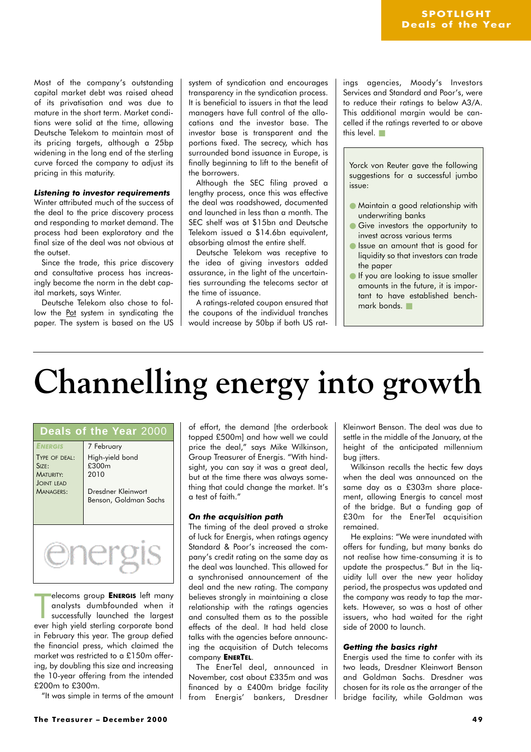Most of the company's outstanding capital market debt was raised ahead of its privatisation and was due to mature in the short term. Market conditions were solid at the time, allowing Deutsche Telekom to maintain most of its pricing targets, although a 25bp widening in the long end of the sterling curve forced the company to adjust its pricing in this maturity.

***Listening to investor requirements***

Winter attributed much of the success of the deal to the price discovery process and responding to market demand. The process had been exploratory and the final size of the deal was not obvious at the outset.

Since the trade, this price discovery and consultative process has increasingly become the norm in the debt capital markets, says Winter.

Deutsche Telekom also chose to follow the Pot system in syndicating the paper. The system is based on the US system of syndication and encourages transparency in the syndication process. It is beneficial to issuers in that the lead managers have full control of the allocations and the investor base. The investor base is transparent and the portions fixed. The secrecy, which has surrounded bond issuance in Europe, is finally beginning to lift to the benefit of the borrowers.

Although the SEC filing proved a lengthy process, once this was effective the deal was roadshowed, documented and launched in less than a month. The SEC shelf was at $15bn and Deutsche Telekom issued a $14.6bn equivalent, absorbing almost the entire shelf.

Deutsche Telekom was receptive to the idea of giving investors added assurance, in the light of the uncertainties surrounding the telecoms sector at the time of issuance.

A ratings-related coupon ensured that the coupons of the individual tranches would increase by 50bp if both US ratings agencies, Moody's Investors Services and Standard and Poor's, were to reduce their ratings to below A3/A. This additional margin would be cancelled if the ratings reverted to or above this level.

Yorck von Reuter gave the following suggestions for a successful jumbo issue:

- Maintain a good relationship with underwriting banks
- Give investors the opportunity to invest across various terms
- Issue an amount that is good for liquidity so that investors can trade the paper
- If you are looking to issue smaller amounts in the future, it is important to have established benchmark bonds.

# Channelling energy into growth

| Deals of the Year 2000 | |
|---|---|
| ENERGIS | 7 February |
| Type of deal: | High-yield bond |
| Size: | £300m |
| Maturity: | 2010 |
| Joint lead managers: | Dresdner Kleinwort Benson, Goldman Sachs |

energis

Telecoms group **ENERGIS** left many analysts dumbfounded when it successfully launched the largest ever high yield sterling corporate bond in February this year. The group defied the financial press, which claimed the market was restricted to a £150m offering, by doubling this size and increasing the 10-year offering from the intended £200m to £300m.

"It was simple in terms of the amount of effort, the demand [the orderbook topped £500m] and how well we could price the deal," says Mike Wilkinson, Group Treasurer of Energis. "With hindsight, you can say it was a great deal, but at the time there was always something that could change the market. It's a test of faith."

***On the acquisition path***

The timing of the deal proved a stroke of luck for Energis, when ratings agency Standard & Poor's increased the company's credit rating on the same day as the deal was launched. This allowed for a synchronised announcement of the deal and the new rating. The company believes strongly in maintaining a close relationship with the ratings agencies and consulted them as to the possible effects of the deal. It had held close talks with the agencies before announcing the acquisition of Dutch telecoms company **ENERTEL**.

The EnerTel deal, announced in November, cost about £335m and was financed by a £400m bridge facility from Energis' bankers, Dresdner Kleinwort Benson. The deal was due to settle in the middle of the January, at the height of the anticipated millennium bug jitters.

Wilkinson recalls the hectic few days when the deal was announced on the same day as a £303m share placement, allowing Energis to cancel most of the bridge. But a funding gap of £30m for the EnerTel acquisition remained.

He explains: "We were inundated with offers for funding, but many banks do not realise how time-consuming it is to update the prospectus." But in the liquidity lull over the new year holiday period, the prospectus was updated and the company was ready to tap the markets. However, so was a host of other issuers, who had waited for the right side of 2000 to launch.

***Getting the basics right***

Energis used the time to confer with its two leads, Dresdner Kleinwort Benson and Goldman Sachs. Dresdner was chosen for its role as the arranger of the bridge facility, while Goldman was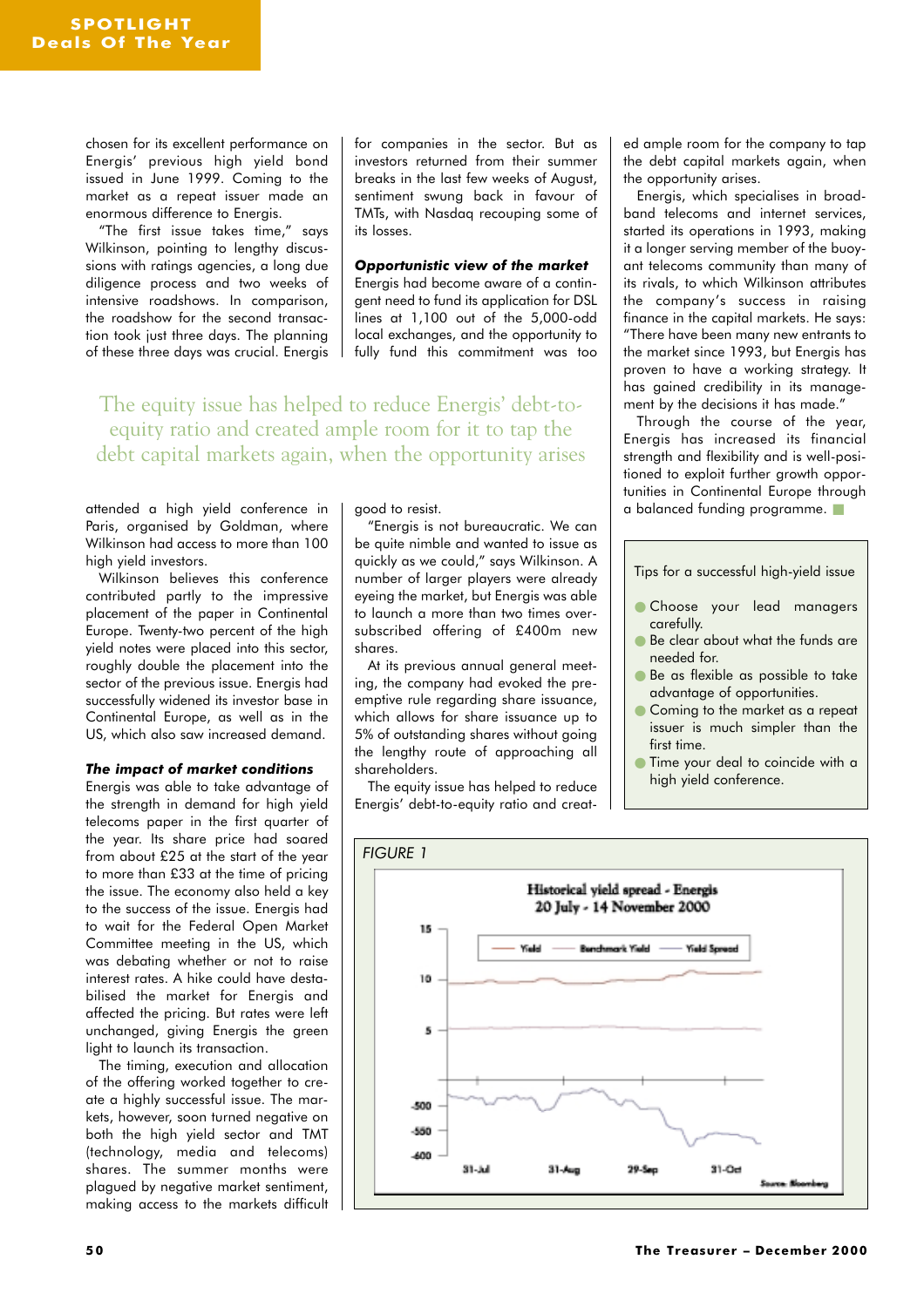chosen for its excellent performance on Energis' previous high yield bond issued in June 1999. Coming to the market as a repeat issuer made an enormous difference to Energis.

"The first issue takes time," says Wilkinson, pointing to lengthy discussions with ratings agencies, a long due diligence process and two weeks of intensive roadshows. In comparison, the roadshow for the second transaction took just three days. The planning of these three days was crucial. Energis attended a high yield conference in Paris, organised by Goldman, where Wilkinson had access to more than 100 high yield investors.

Wilkinson believes this conference contributed partly to the impressive placement of the paper in Continental Europe. Twenty-two percent of the high yield notes were placed into this sector, roughly double the placement into the sector of the previous issue. Energis had successfully widened its investor base in Continental Europe, as well as in the US, which also saw increased demand.

### The impact of market conditions

Energis was able to take advantage of the strength in demand for high yield telecoms paper in the first quarter of the year. Its share price had soared from about £25 at the start of the year to more than £33 at the time of pricing the issue. The economy also held a key to the success of the issue. Energis had to wait for the Federal Open Market Committee meeting in the US, which was debating whether or not to raise interest rates. A hike could have destabilised the market for Energis and affected the pricing. But rates were left unchanged, giving Energis the green light to launch its transaction.

The timing, execution and allocation of the offering worked together to create a highly successful issue. The markets, however, soon turned negative on both the high yield sector and TMT (technology, media and telecoms) shares. The summer months were plagued by negative market sentiment, making access to the markets difficult for companies in the sector. But as investors returned from their summer breaks in the last few weeks of August, sentiment swung back in favour of TMTs, with Nasdaq recouping some of its losses.

### Opportunistic view of the market

Energis had become aware of a contingent need to fund its application for DSL lines at 1,100 out of the 5,000-odd local exchanges, and the opportunity to fully fund this commitment was too good to resist.

"Energis is not bureaucratic. We can be quite nimble and wanted to issue as quickly as we could," says Wilkinson. A number of larger players were already eyeing the market, but Energis was able to launch a more than two times oversubscribed offering of £400m new shares.

At its previous annual general meeting, the company had evoked the pre-emptive rule regarding share issuance, which allows for share issuance up to 5% of outstanding shares without going the lengthy route of approaching all shareholders.

The equity issue has helped to reduce Energis' debt-to-equity ratio and created ample room for the company to tap the debt capital markets again, when the opportunity arises.

> The equity issue has helped to reduce Energis' debt-to-equity ratio and created ample room for it to tap the debt capital markets again, when the opportunity arises

Energis, which specialises in broadband telecoms and internet services, started its operations in 1993, making it a longer serving member of the buoyant telecoms community than many of its rivals, to which Wilkinson attributes the company's success in raising finance in the capital markets. He says: "There have been many new entrants to the market since 1993, but Energis has proven to have a working strategy. It has gained credibility in its management by the decisions it has made."

Through the course of the year, Energis has increased its financial strength and flexibility and is well-positioned to exploit further growth opportunities in Continental Europe through a balanced funding programme.

**Tips for a successful high-yield issue**

- Choose your lead managers carefully.
- Be clear about what the funds are needed for.
- Be as flexible as possible to take advantage of opportunities.
- Coming to the market as a repeat issuer is much simpler than the first time.
- Time your deal to coincide with a high yield conference.

FIGURE 1

Historical yield spread - Energis
20 July - 14 November 2000

Yield
Benchmark Yield
Yield Spread

15
10
5
-500
-550
-600

31-Jul
31-Aug
29-Sep
31-Oct

Source: Bloomberg